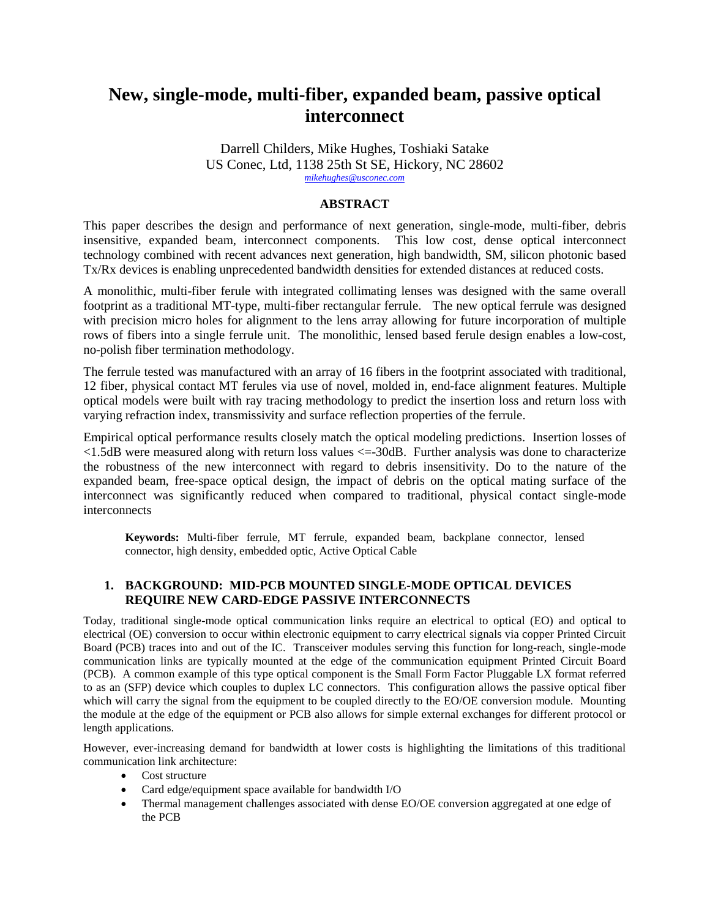# New, single-mode, multi-fiber, expanded beam, passive optical interconnect

Darrell Childers, Mike Hughes, Toshiaki Satake
US Conec, Ltd, 1138 25th St SE, Hickory, NC 28602
mikehughes@usconec.com

## ABSTRACT

This paper describes the design and performance of next generation, single-mode, multi-fiber, debris insensitive, expanded beam, interconnect components. This low cost, dense optical interconnect technology combined with recent advances next generation, high bandwidth, SM, silicon photonic based Tx/Rx devices is enabling unprecedented bandwidth densities for extended distances at reduced costs.

A monolithic, multi-fiber ferule with integrated collimating lenses was designed with the same overall footprint as a traditional MT-type, multi-fiber rectangular ferrule. The new optical ferrule was designed with precision micro holes for alignment to the lens array allowing for future incorporation of multiple rows of fibers into a single ferrule unit. The monolithic, lensed based ferule design enables a low-cost, no-polish fiber termination methodology.

The ferrule tested was manufactured with an array of 16 fibers in the footprint associated with traditional, 12 fiber, physical contact MT ferules via use of novel, molded in, end-face alignment features. Multiple optical models were built with ray tracing methodology to predict the insertion loss and return loss with varying refraction index, transmissivity and surface reflection properties of the ferrule.

Empirical optical performance results closely match the optical modeling predictions. Insertion losses of <1.5dB were measured along with return loss values <=-30dB. Further analysis was done to characterize the robustness of the new interconnect with regard to debris insensitivity. Do to the nature of the expanded beam, free-space optical design, the impact of debris on the optical mating surface of the interconnect was significantly reduced when compared to traditional, physical contact single-mode interconnects

**Keywords:** Multi-fiber ferrule, MT ferrule, expanded beam, backplane connector, lensed connector, high density, embedded optic, Active Optical Cable

## 1. BACKGROUND: MID-PCB MOUNTED SINGLE-MODE OPTICAL DEVICES REQUIRE NEW CARD-EDGE PASSIVE INTERCONNECTS

Today, traditional single-mode optical communication links require an electrical to optical (EO) and optical to electrical (OE) conversion to occur within electronic equipment to carry electrical signals via copper Printed Circuit Board (PCB) traces into and out of the IC. Transceiver modules serving this function for long-reach, single-mode communication links are typically mounted at the edge of the communication equipment Printed Circuit Board (PCB). A common example of this type optical component is the Small Form Factor Pluggable LX format referred to as an (SFP) device which couples to duplex LC connectors. This configuration allows the passive optical fiber which will carry the signal from the equipment to be coupled directly to the EO/OE conversion module. Mounting the module at the edge of the equipment or PCB also allows for simple external exchanges for different protocol or length applications.

However, ever-increasing demand for bandwidth at lower costs is highlighting the limitations of this traditional communication link architecture:

- Cost structure
- Card edge/equipment space available for bandwidth I/O
- Thermal management challenges associated with dense EO/OE conversion aggregated at one edge of the PCB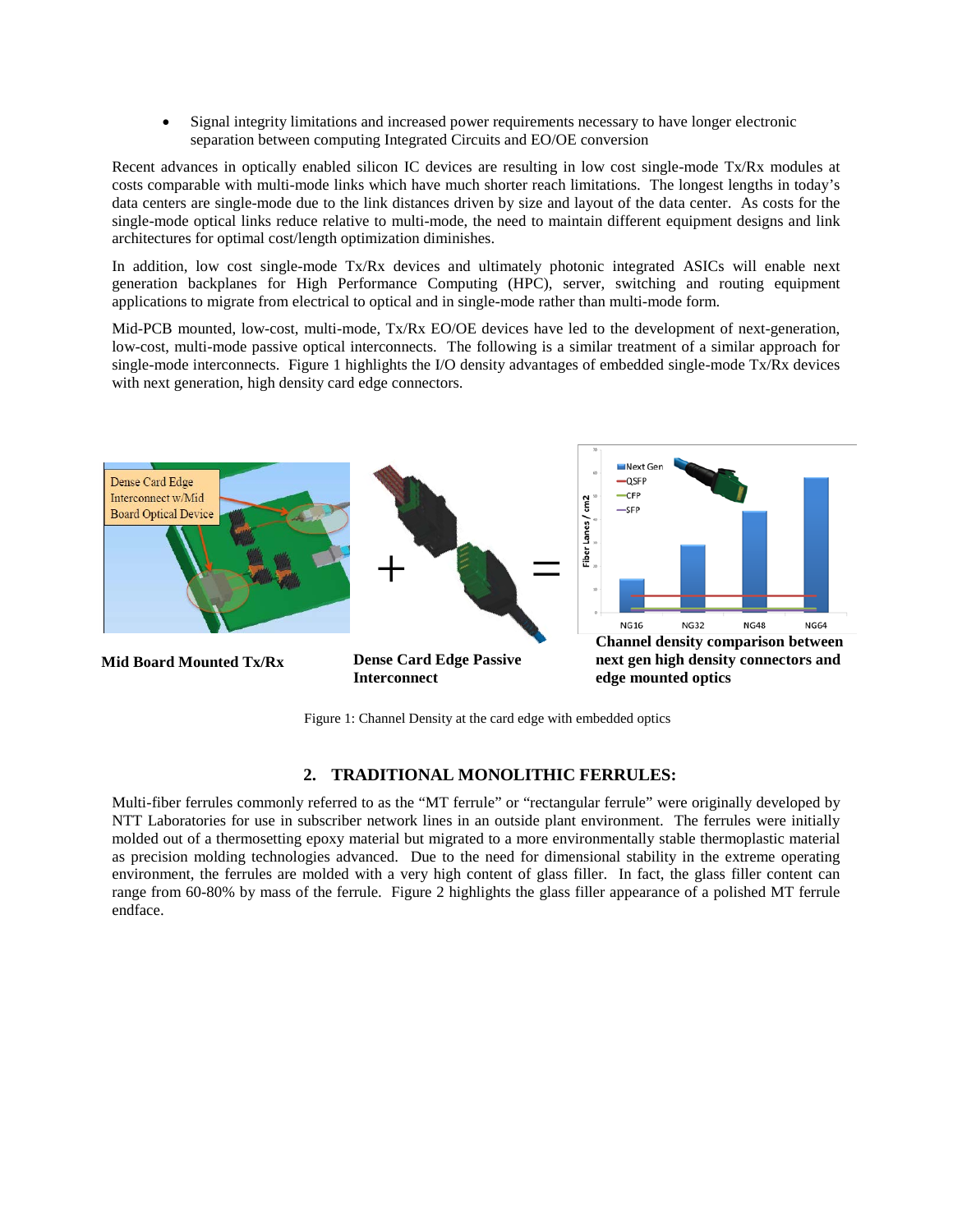- Signal integrity limitations and increased power requirements necessary to have longer electronic separation between computing Integrated Circuits and EO/OE conversion

Recent advances in optically enabled silicon IC devices are resulting in low cost single-mode Tx/Rx modules at costs comparable with multi-mode links which have much shorter reach limitations. The longest lengths in today's data centers are single-mode due to the link distances driven by size and layout of the data center. As costs for the single-mode optical links reduce relative to multi-mode, the need to maintain different equipment designs and link architectures for optimal cost/length optimization diminishes.

In addition, low cost single-mode Tx/Rx devices and ultimately photonic integrated ASICs will enable next generation backplanes for High Performance Computing (HPC), server, switching and routing equipment applications to migrate from electrical to optical and in single-mode rather than multi-mode form.

Mid-PCB mounted, low-cost, multi-mode, Tx/Rx EO/OE devices have led to the development of next-generation, low-cost, multi-mode passive optical interconnects. The following is a similar treatment of a similar approach for single-mode interconnects. Figure 1 highlights the I/O density advantages of embedded single-mode Tx/Rx devices with next generation, high density card edge connectors.

**Mid Board Mounted Tx/Rx**

**Dense Card Edge Passive Interconnect**

**Channel density comparison between next gen high density connectors and edge mounted optics**

Figure 1: Channel Density at the card edge with embedded optics

## 2. TRADITIONAL MONOLITHIC FERRULES:

Multi-fiber ferrules commonly referred to as the "MT ferrule" or "rectangular ferrule" were originally developed by NTT Laboratories for use in subscriber network lines in an outside plant environment. The ferrules were initially molded out of a thermosetting epoxy material but migrated to a more environmentally stable thermoplastic material as precision molding technologies advanced. Due to the need for dimensional stability in the extreme operating environment, the ferrules are molded with a very high content of glass filler. In fact, the glass filler content can range from 60-80% by mass of the ferrule. Figure 2 highlights the glass filler appearance of a polished MT ferrule endface.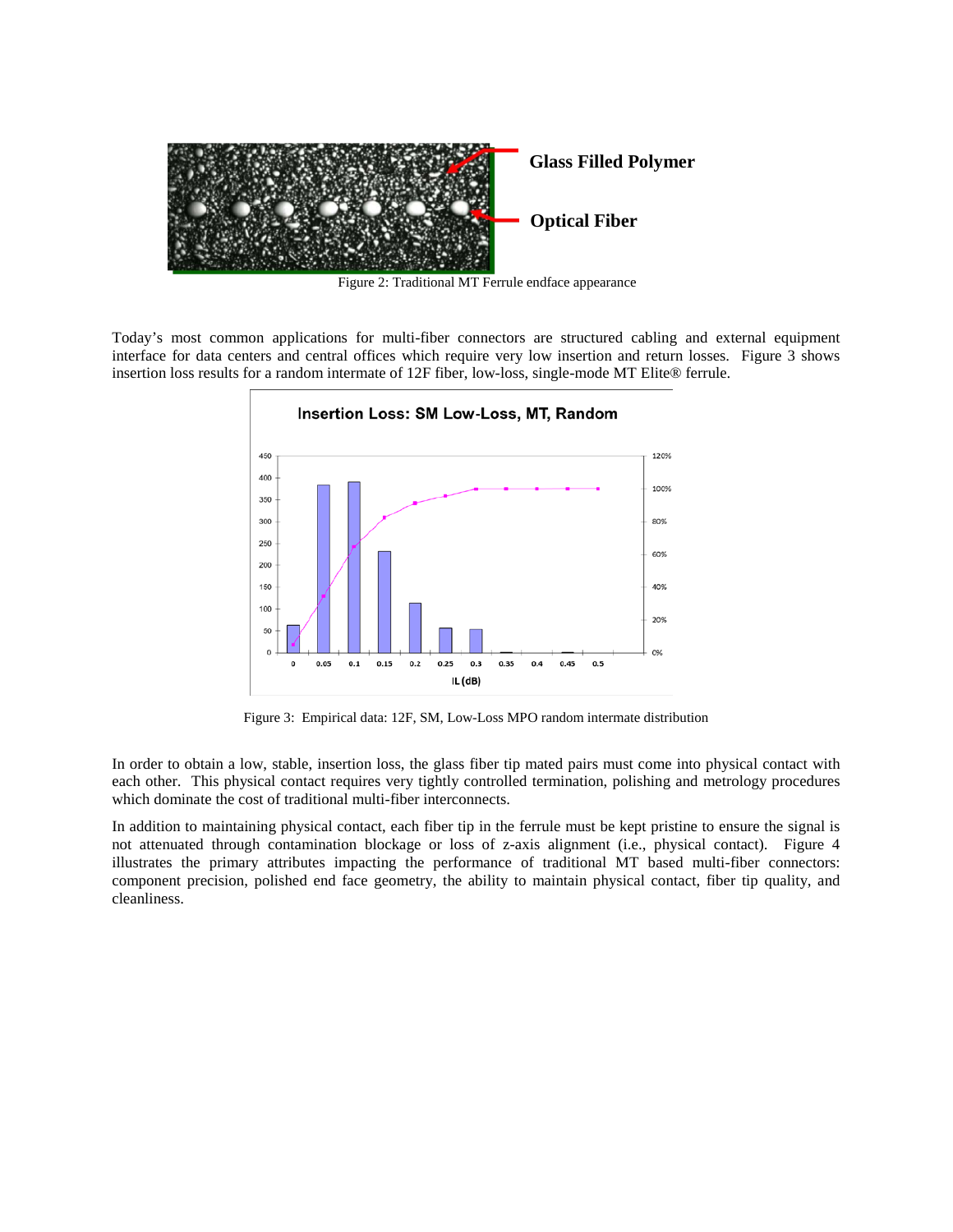Figure 2: Traditional MT Ferrule endface appearance

Today's most common applications for multi-fiber connectors are structured cabling and external equipment interface for data centers and central offices which require very low insertion and return losses. Figure 3 shows insertion loss results for a random intermate of 12F fiber, low-loss, single-mode MT Elite® ferrule.

Figure 3: Empirical data: 12F, SM, Low-Loss MPO random intermate distribution

In order to obtain a low, stable, insertion loss, the glass fiber tip mated pairs must come into physical contact with each other. This physical contact requires very tightly controlled termination, polishing and metrology procedures which dominate the cost of traditional multi-fiber interconnects.

In addition to maintaining physical contact, each fiber tip in the ferrule must be kept pristine to ensure the signal is not attenuated through contamination blockage or loss of z-axis alignment (i.e., physical contact). Figure 4 illustrates the primary attributes impacting the performance of traditional MT based multi-fiber connectors: component precision, polished end face geometry, the ability to maintain physical contact, fiber tip quality, and cleanliness.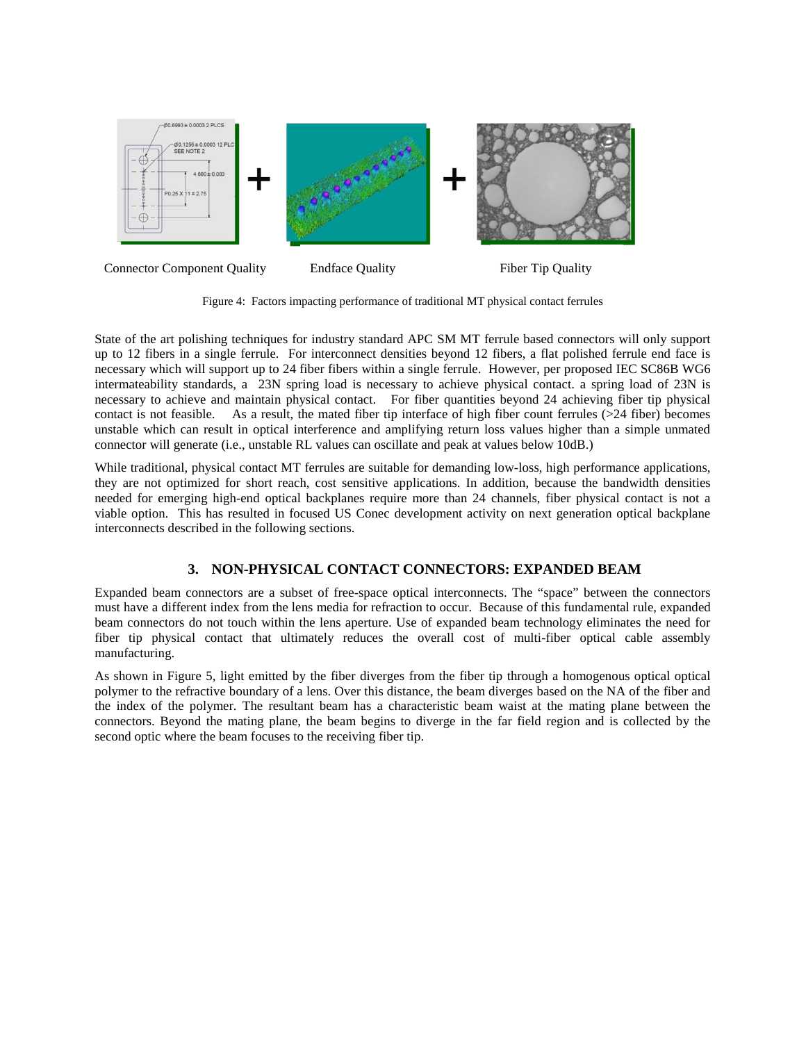Connector Component Quality Endface Quality Fiber Tip Quality

Figure 4: Factors impacting performance of traditional MT physical contact ferrules

State of the art polishing techniques for industry standard APC SM MT ferrule based connectors will only support up to 12 fibers in a single ferrule. For interconnect densities beyond 12 fibers, a flat polished ferrule end face is necessary which will support up to 24 fiber fibers within a single ferrule. However, per proposed IEC SC86B WG6 intermateability standards, a 23N spring load is necessary to achieve physical contact. a spring load of 23N is necessary to achieve and maintain physical contact. For fiber quantities beyond 24 achieving fiber tip physical contact is not feasible. As a result, the mated fiber tip interface of high fiber count ferrules (>24 fiber) becomes unstable which can result in optical interference and amplifying return loss values higher than a simple unmated connector will generate (i.e., unstable RL values can oscillate and peak at values below 10dB.)

While traditional, physical contact MT ferrules are suitable for demanding low-loss, high performance applications, they are not optimized for short reach, cost sensitive applications. In addition, because the bandwidth densities needed for emerging high-end optical backplanes require more than 24 channels, fiber physical contact is not a viable option. This has resulted in focused US Conec development activity on next generation optical backplane interconnects described in the following sections.

## 3. NON-PHYSICAL CONTACT CONNECTORS: EXPANDED BEAM

Expanded beam connectors are a subset of free-space optical interconnects. The "space" between the connectors must have a different index from the lens media for refraction to occur. Because of this fundamental rule, expanded beam connectors do not touch within the lens aperture. Use of expanded beam technology eliminates the need for fiber tip physical contact that ultimately reduces the overall cost of multi-fiber optical cable assembly manufacturing.

As shown in Figure 5, light emitted by the fiber diverges from the fiber tip through a homogenous optical optical polymer to the refractive boundary of a lens. Over this distance, the beam diverges based on the NA of the fiber and the index of the polymer. The resultant beam has a characteristic beam waist at the mating plane between the connectors. Beyond the mating plane, the beam begins to diverge in the far field region and is collected by the second optic where the beam focuses to the receiving fiber tip.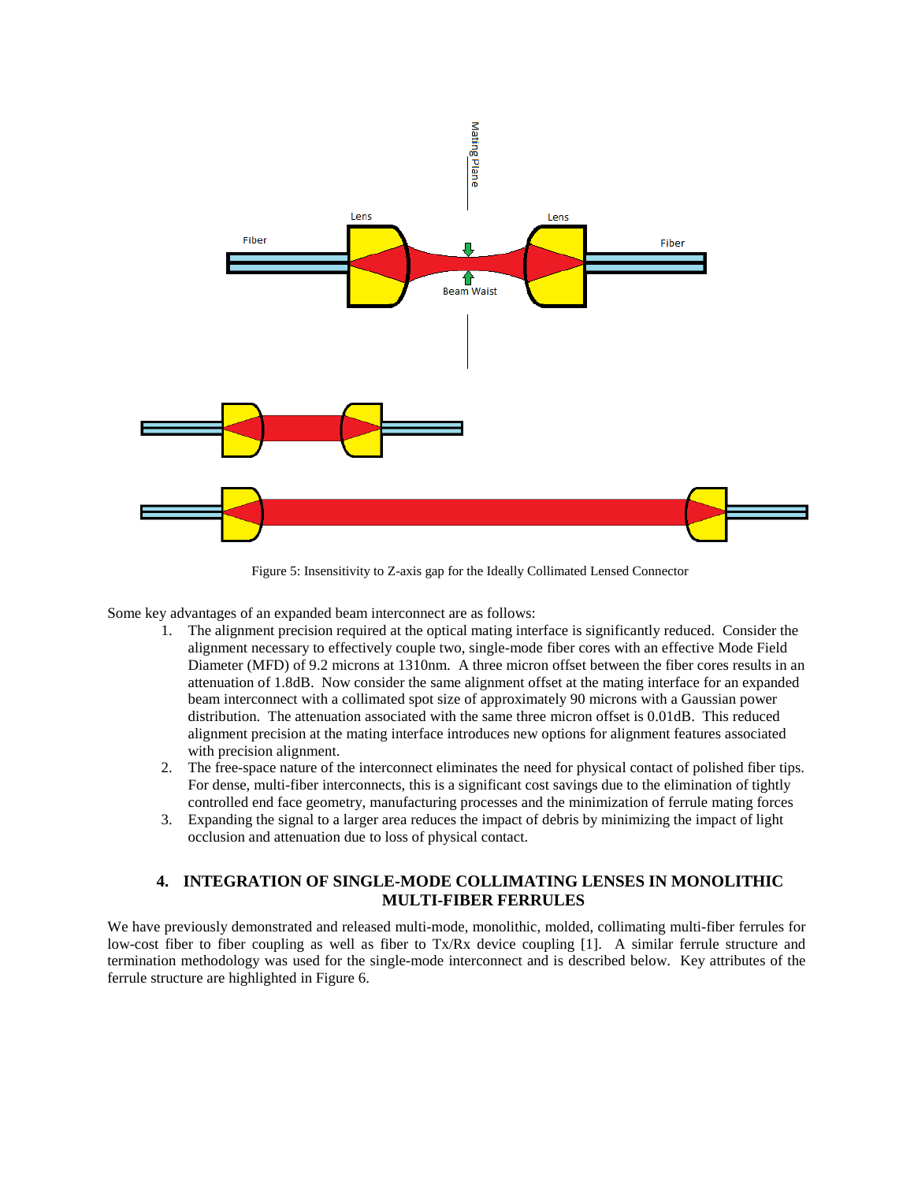Figure 5: Insensitivity to Z-axis gap for the Ideally Collimated Lensed Connector

Some key advantages of an expanded beam interconnect are as follows:

1. The alignment precision required at the optical mating interface is significantly reduced. Consider the alignment necessary to effectively couple two, single-mode fiber cores with an effective Mode Field Diameter (MFD) of 9.2 microns at 1310nm. A three micron offset between the fiber cores results in an attenuation of 1.8dB. Now consider the same alignment offset at the mating interface for an expanded beam interconnect with a collimated spot size of approximately 90 microns with a Gaussian power distribution. The attenuation associated with the same three micron offset is 0.01dB. This reduced alignment precision at the mating interface introduces new options for alignment features associated with precision alignment.
2. The free-space nature of the interconnect eliminates the need for physical contact of polished fiber tips. For dense, multi-fiber interconnects, this is a significant cost savings due to the elimination of tightly controlled end face geometry, manufacturing processes and the minimization of ferrule mating forces
3. Expanding the signal to a larger area reduces the impact of debris by minimizing the impact of light occlusion and attenuation due to loss of physical contact.

## 4. INTEGRATION OF SINGLE-MODE COLLIMATING LENSES IN MONOLITHIC MULTI-FIBER FERRULES

We have previously demonstrated and released multi-mode, monolithic, molded, collimating multi-fiber ferrules for low-cost fiber to fiber coupling as well as fiber to Tx/Rx device coupling [1]. A similar ferrule structure and termination methodology was used for the single-mode interconnect and is described below. Key attributes of the ferrule structure are highlighted in Figure 6.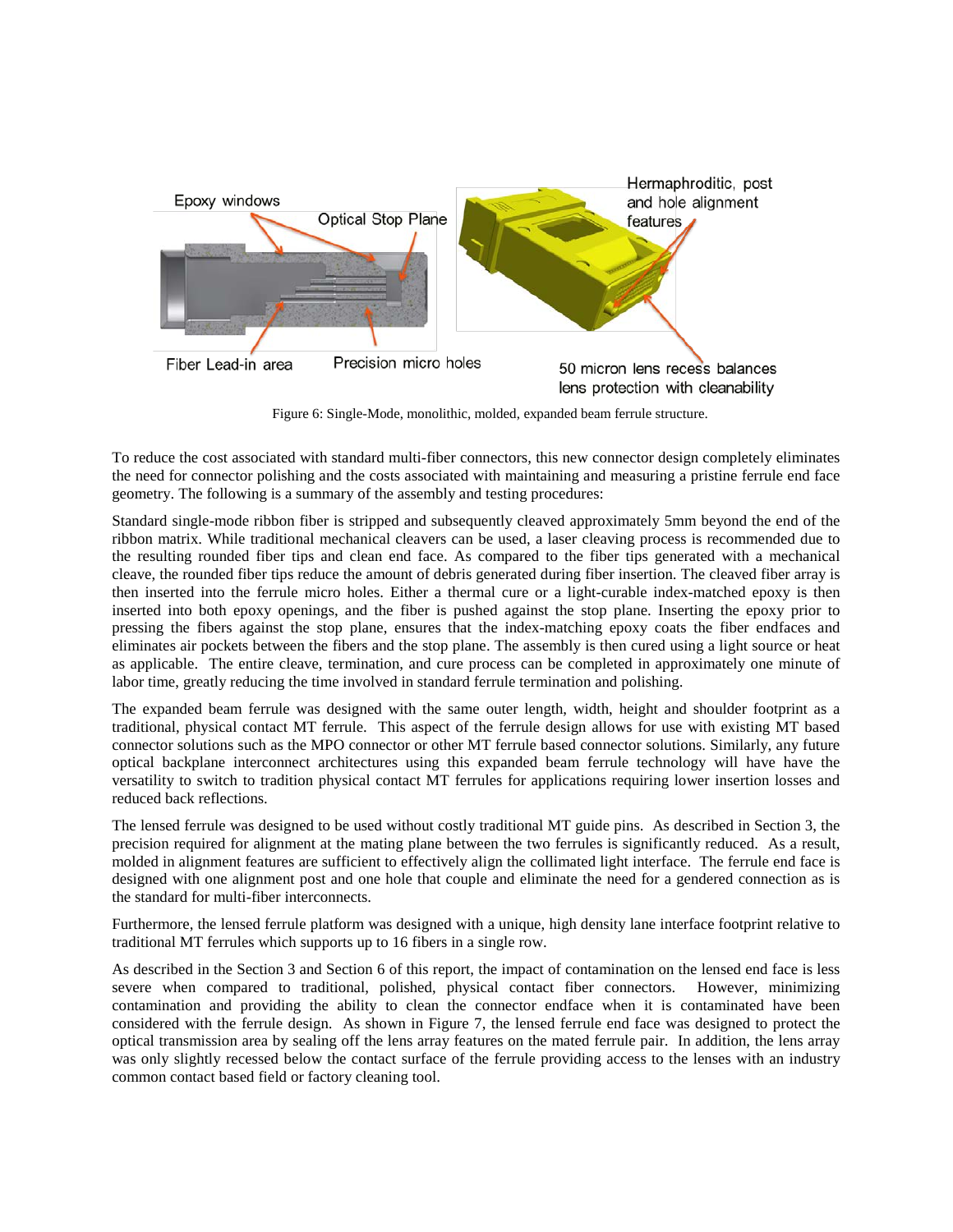Figure 6: Single-Mode, monolithic, molded, expanded beam ferrule structure.

To reduce the cost associated with standard multi-fiber connectors, this new connector design completely eliminates the need for connector polishing and the costs associated with maintaining and measuring a pristine ferrule end face geometry. The following is a summary of the assembly and testing procedures:

Standard single-mode ribbon fiber is stripped and subsequently cleaved approximately 5mm beyond the end of the ribbon matrix. While traditional mechanical cleavers can be used, a laser cleaving process is recommended due to the resulting rounded fiber tips and clean end face. As compared to the fiber tips generated with a mechanical cleave, the rounded fiber tips reduce the amount of debris generated during fiber insertion. The cleaved fiber array is then inserted into the ferrule micro holes. Either a thermal cure or a light-curable index-matched epoxy is then inserted into both epoxy openings, and the fiber is pushed against the stop plane. Inserting the epoxy prior to pressing the fibers against the stop plane, ensures that the index-matching epoxy coats the fiber endfaces and eliminates air pockets between the fibers and the stop plane. The assembly is then cured using a light source or heat as applicable. The entire cleave, termination, and cure process can be completed in approximately one minute of labor time, greatly reducing the time involved in standard ferrule termination and polishing.

The expanded beam ferrule was designed with the same outer length, width, height and shoulder footprint as a traditional, physical contact MT ferrule. This aspect of the ferrule design allows for use with existing MT based connector solutions such as the MPO connector or other MT ferrule based connector solutions. Similarly, any future optical backplane interconnect architectures using this expanded beam ferrule technology will have have the versatility to switch to tradition physical contact MT ferrules for applications requiring lower insertion losses and reduced back reflections.

The lensed ferrule was designed to be used without costly traditional MT guide pins. As described in Section 3, the precision required for alignment at the mating plane between the two ferrules is significantly reduced. As a result, molded in alignment features are sufficient to effectively align the collimated light interface. The ferrule end face is designed with one alignment post and one hole that couple and eliminate the need for a gendered connection as is the standard for multi-fiber interconnects.

Furthermore, the lensed ferrule platform was designed with a unique, high density lane interface footprint relative to traditional MT ferrules which supports up to 16 fibers in a single row.

As described in the Section 3 and Section 6 of this report, the impact of contamination on the lensed end face is less severe when compared to traditional, polished, physical contact fiber connectors. However, minimizing contamination and providing the ability to clean the connector endface when it is contaminated have been considered with the ferrule design. As shown in Figure 7, the lensed ferrule end face was designed to protect the optical transmission area by sealing off the lens array features on the mated ferrule pair. In addition, the lens array was only slightly recessed below the contact surface of the ferrule providing access to the lenses with an industry common contact based field or factory cleaning tool.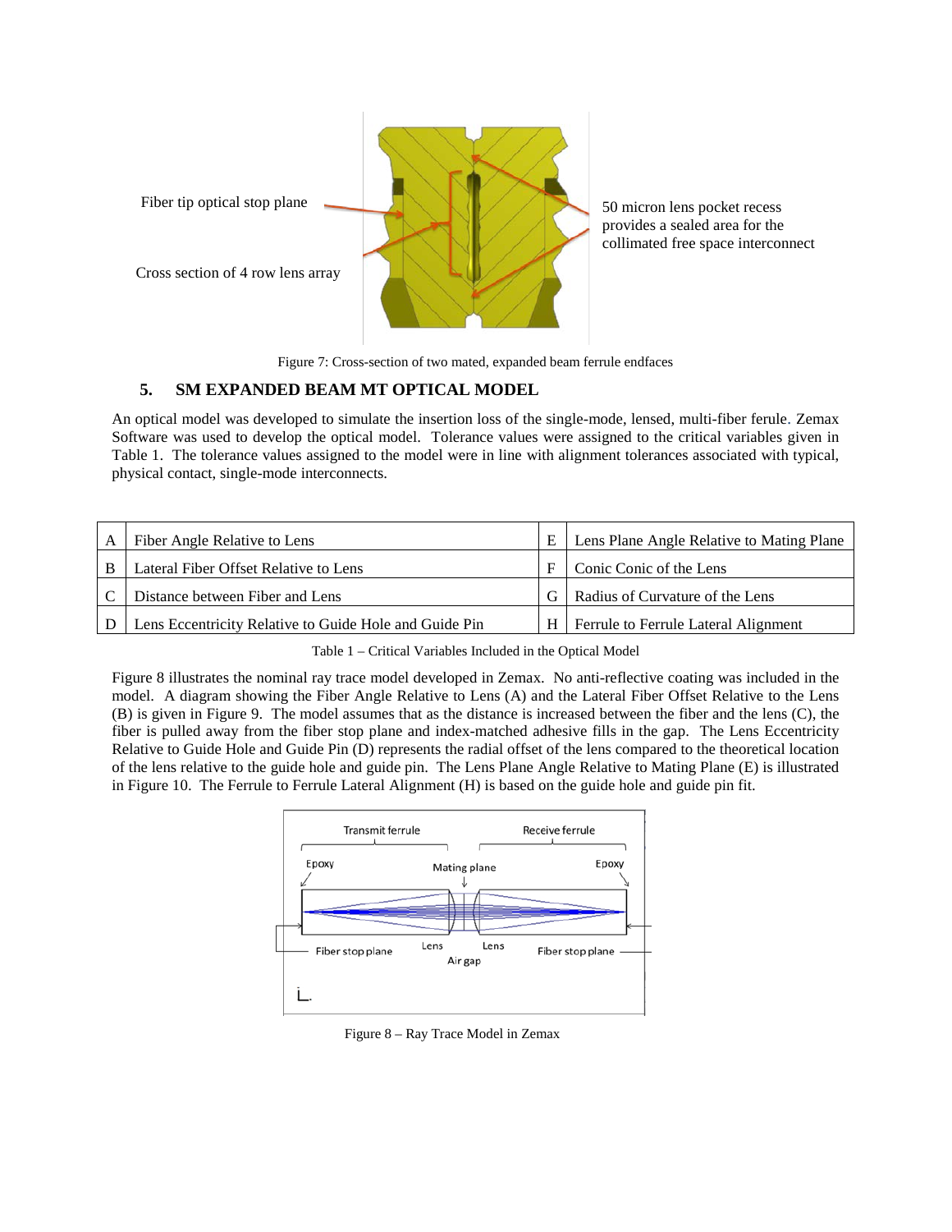Figure 7: Cross-section of two mated, expanded beam ferrule endfaces

## 5. SM EXPANDED BEAM MT OPTICAL MODEL

An optical model was developed to simulate the insertion loss of the single-mode, lensed, multi-fiber ferule. Zemax Software was used to develop the optical model. Tolerance values were assigned to the critical variables given in Table 1. The tolerance values assigned to the model were in line with alignment tolerances associated with typical, physical contact, single-mode interconnects.

| A | Fiber Angle Relative to Lens | E | Lens Plane Angle Relative to Mating Plane |
|---|---|---|---|
| B | Lateral Fiber Offset Relative to Lens | F | Conic Conic of the Lens |
| C | Distance between Fiber and Lens | G | Radius of Curvature of the Lens |
| D | Lens Eccentricity Relative to Guide Hole and Guide Pin | H | Ferrule to Ferrule Lateral Alignment |

Table 1 – Critical Variables Included in the Optical Model

Figure 8 illustrates the nominal ray trace model developed in Zemax. No anti-reflective coating was included in the model. A diagram showing the Fiber Angle Relative to Lens (A) and the Lateral Fiber Offset Relative to the Lens (B) is given in Figure 9. The model assumes that as the distance is increased between the fiber and the lens (C), the fiber is pulled away from the fiber stop plane and index-matched adhesive fills in the gap. The Lens Eccentricity Relative to Guide Hole and Guide Pin (D) represents the radial offset of the lens compared to the theoretical location of the lens relative to the guide hole and guide pin. The Lens Plane Angle Relative to Mating Plane (E) is illustrated in Figure 10. The Ferrule to Ferrule Lateral Alignment (H) is based on the guide hole and guide pin fit.

Figure 8 – Ray Trace Model in Zemax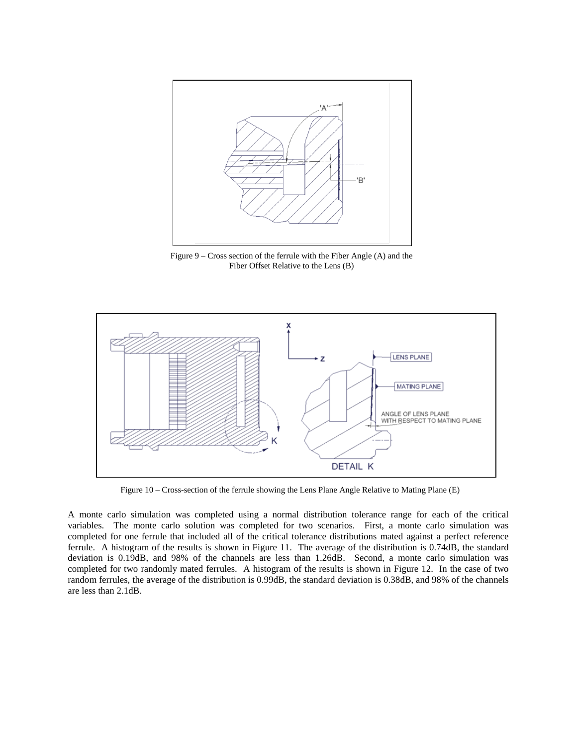Figure 9 – Cross section of the ferrule with the Fiber Angle (A) and the Fiber Offset Relative to the Lens (B)

Figure 10 – Cross-section of the ferrule showing the Lens Plane Angle Relative to Mating Plane (E)

A monte carlo simulation was completed using a normal distribution tolerance range for each of the critical variables. The monte carlo solution was completed for two scenarios. First, a monte carlo simulation was completed for one ferrule that included all of the critical tolerance distributions mated against a perfect reference ferrule. A histogram of the results is shown in Figure 11. The average of the distribution is 0.74dB, the standard deviation is 0.19dB, and 98% of the channels are less than 1.26dB. Second, a monte carlo simulation was completed for two randomly mated ferrules. A histogram of the results is shown in Figure 12. In the case of two random ferrules, the average of the distribution is 0.99dB, the standard deviation is 0.38dB, and 98% of the channels are less than 2.1dB.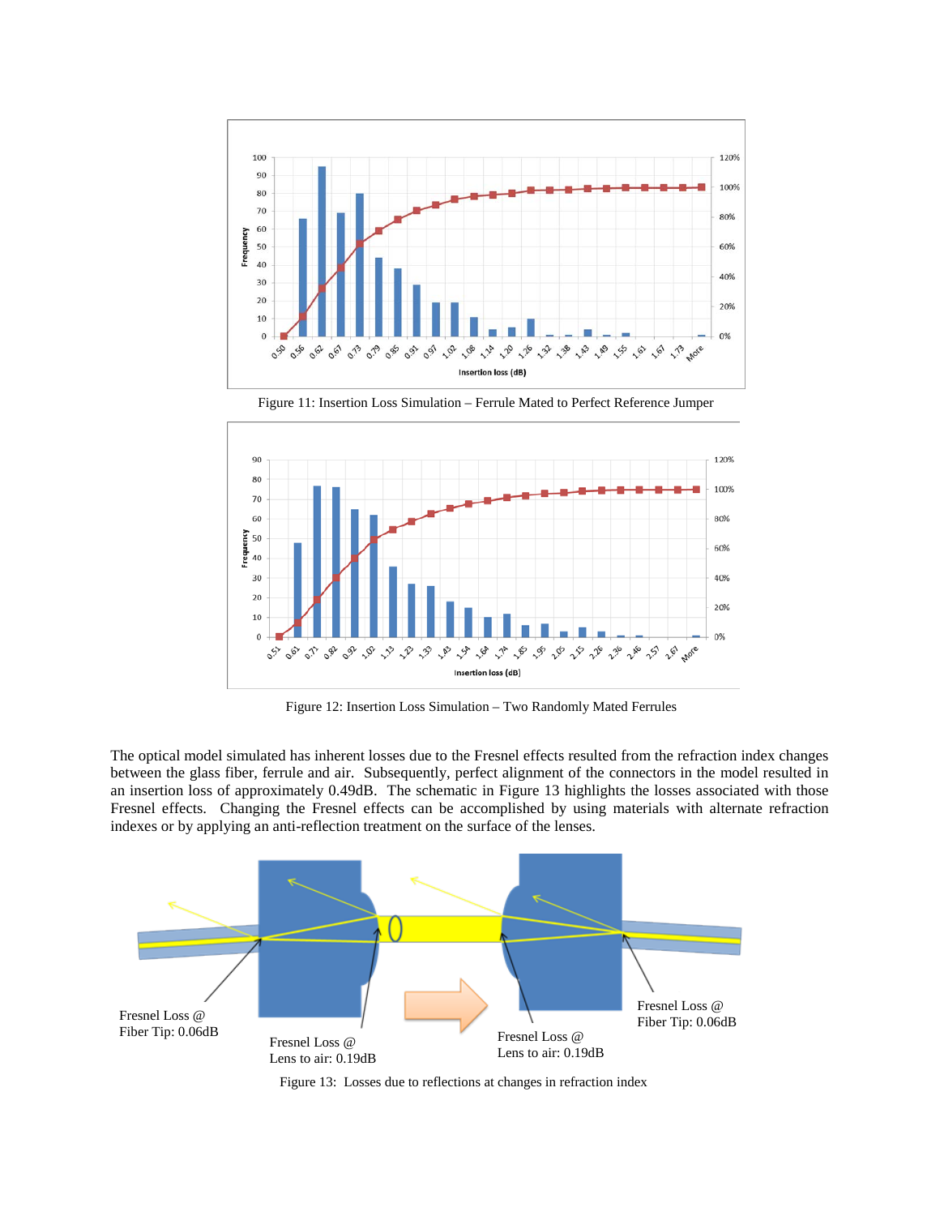Figure 11: Insertion Loss Simulation – Ferrule Mated to Perfect Reference Jumper

Figure 12: Insertion Loss Simulation – Two Randomly Mated Ferrules

The optical model simulated has inherent losses due to the Fresnel effects resulted from the refraction index changes between the glass fiber, ferrule and air. Subsequently, perfect alignment of the connectors in the model resulted in an insertion loss of approximately 0.49dB. The schematic in Figure 13 highlights the losses associated with those Fresnel effects. Changing the Fresnel effects can be accomplished by using materials with alternate refraction indexes or by applying an anti-reflection treatment on the surface of the lenses.

Figure 13: Losses due to reflections at changes in refraction index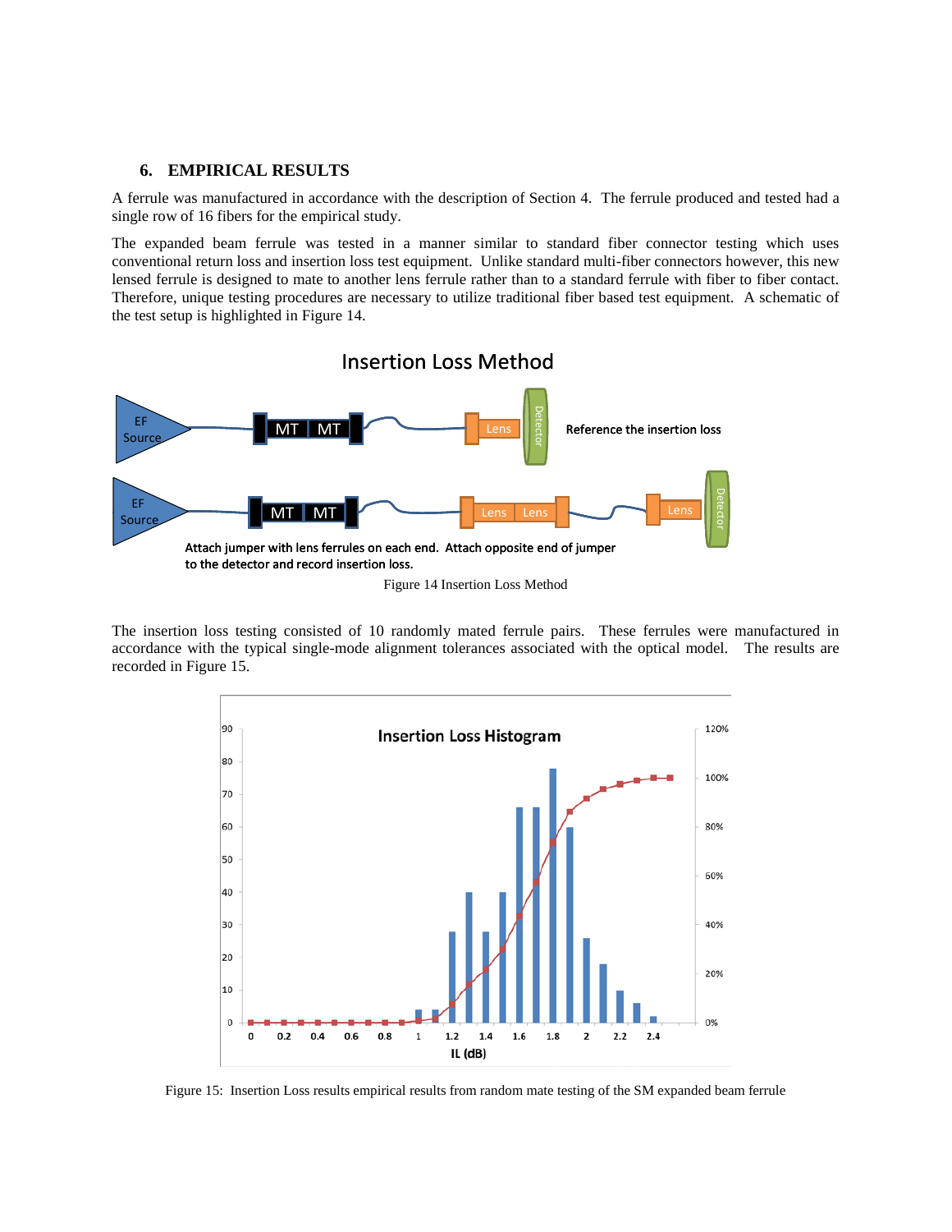## 6. EMPIRICAL RESULTS

A ferrule was manufactured in accordance with the description of Section 4. The ferrule produced and tested had a single row of 16 fibers for the empirical study.

The expanded beam ferrule was tested in a manner similar to standard fiber connector testing which uses conventional return loss and insertion loss test equipment. Unlike standard multi-fiber connectors however, this new lensed ferrule is designed to mate to another lens ferrule rather than to a standard ferrule with fiber to fiber contact. Therefore, unique testing procedures are necessary to utilize traditional fiber based test equipment. A schematic of the test setup is highlighted in Figure 14.

Figure 14 Insertion Loss Method

The insertion loss testing consisted of 10 randomly mated ferrule pairs. These ferrules were manufactured in accordance with the typical single-mode alignment tolerances associated with the optical model. The results are recorded in Figure 15.

Figure 15: Insertion Loss results empirical results from random mate testing of the SM expanded beam ferrule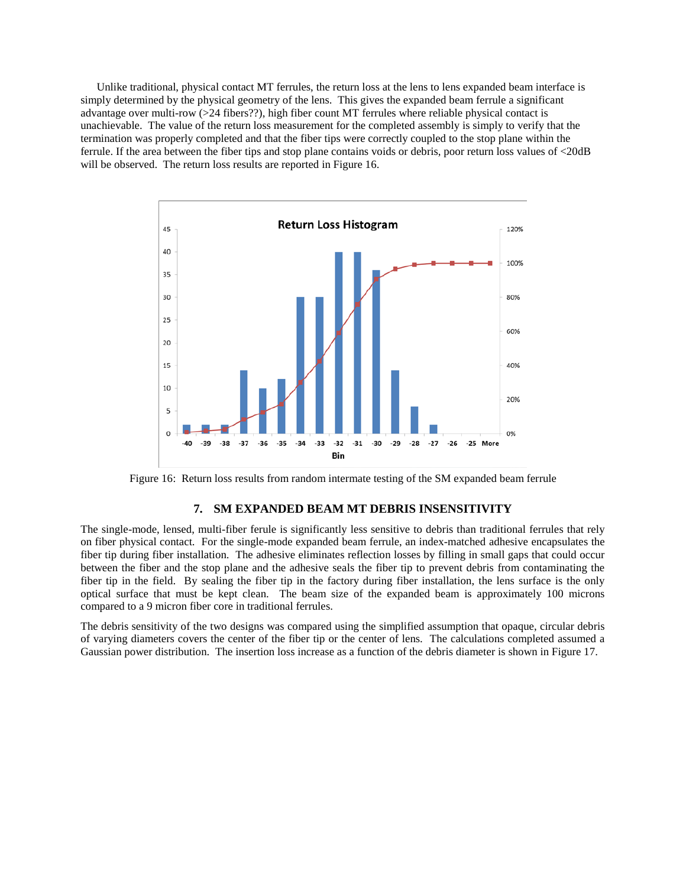Unlike traditional, physical contact MT ferrules, the return loss at the lens to lens expanded beam interface is simply determined by the physical geometry of the lens. This gives the expanded beam ferrule a significant advantage over multi-row (>24 fibers??), high fiber count MT ferrules where reliable physical contact is unachievable. The value of the return loss measurement for the completed assembly is simply to verify that the termination was properly completed and that the fiber tips were correctly coupled to the stop plane within the ferrule. If the area between the fiber tips and stop plane contains voids or debris, poor return loss values of <20dB will be observed. The return loss results are reported in Figure 16.

Figure 16: Return loss results from random intermate testing of the SM expanded beam ferrule

## 7. SM EXPANDED BEAM MT DEBRIS INSENSITIVITY

The single-mode, lensed, multi-fiber ferule is significantly less sensitive to debris than traditional ferrules that rely on fiber physical contact. For the single-mode expanded beam ferrule, an index-matched adhesive encapsulates the fiber tip during fiber installation. The adhesive eliminates reflection losses by filling in small gaps that could occur between the fiber and the stop plane and the adhesive seals the fiber tip to prevent debris from contaminating the fiber tip in the field. By sealing the fiber tip in the factory during fiber installation, the lens surface is the only optical surface that must be kept clean. The beam size of the expanded beam is approximately 100 microns compared to a 9 micron fiber core in traditional ferrules.

The debris sensitivity of the two designs was compared using the simplified assumption that opaque, circular debris of varying diameters covers the center of the fiber tip or the center of lens. The calculations completed assumed a Gaussian power distribution. The insertion loss increase as a function of the debris diameter is shown in Figure 17.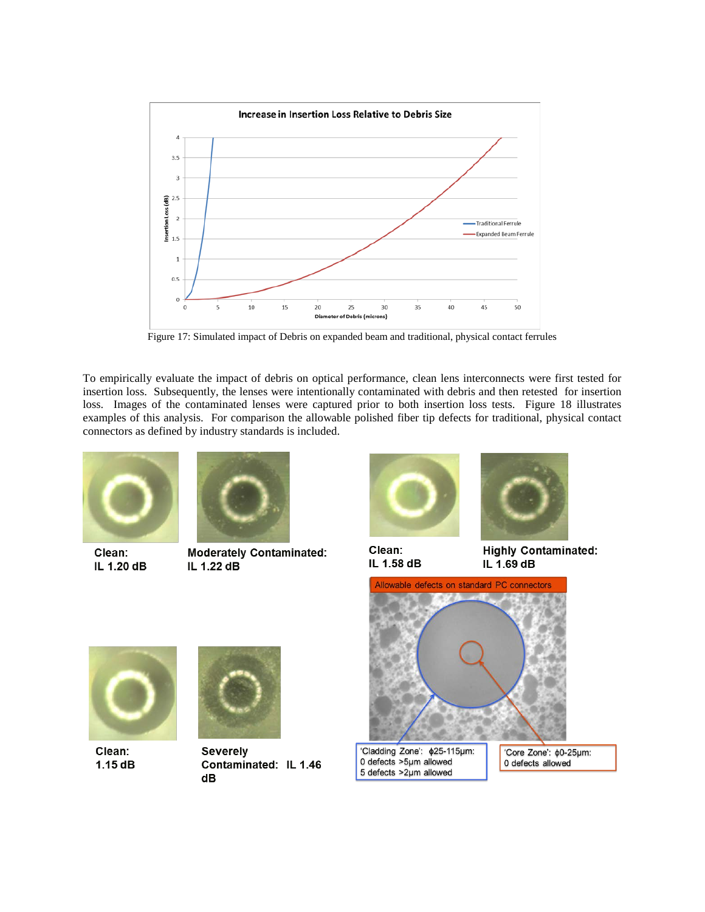Figure 17: Simulated impact of Debris on expanded beam and traditional, physical contact ferrules

To empirically evaluate the impact of debris on optical performance, clean lens interconnects were first tested for insertion loss. Subsequently, the lenses were intentionally contaminated with debris and then retested for insertion loss. Images of the contaminated lenses were captured prior to both insertion loss tests. Figure 18 illustrates examples of this analysis. For comparison the allowable polished fiber tip defects for traditional, physical contact connectors as defined by industry standards is included.

**Clean:**
**IL 1.20 dB**

**Moderately Contaminated:**
**IL 1.22 dB**

**Clean:**
**IL 1.58 dB**

**Highly Contaminated:**
**IL 1.69 dB**

**Clean:**
**1.15 dB**

**Severely Contaminated: IL 1.46 dB**

Allowable defects on standard PC connectors

'Cladding Zone': ϕ25-115µm:
0 defects >5µm allowed
5 defects >2µm allowed

'Core Zone': ϕ0-25µm:
0 defects allowed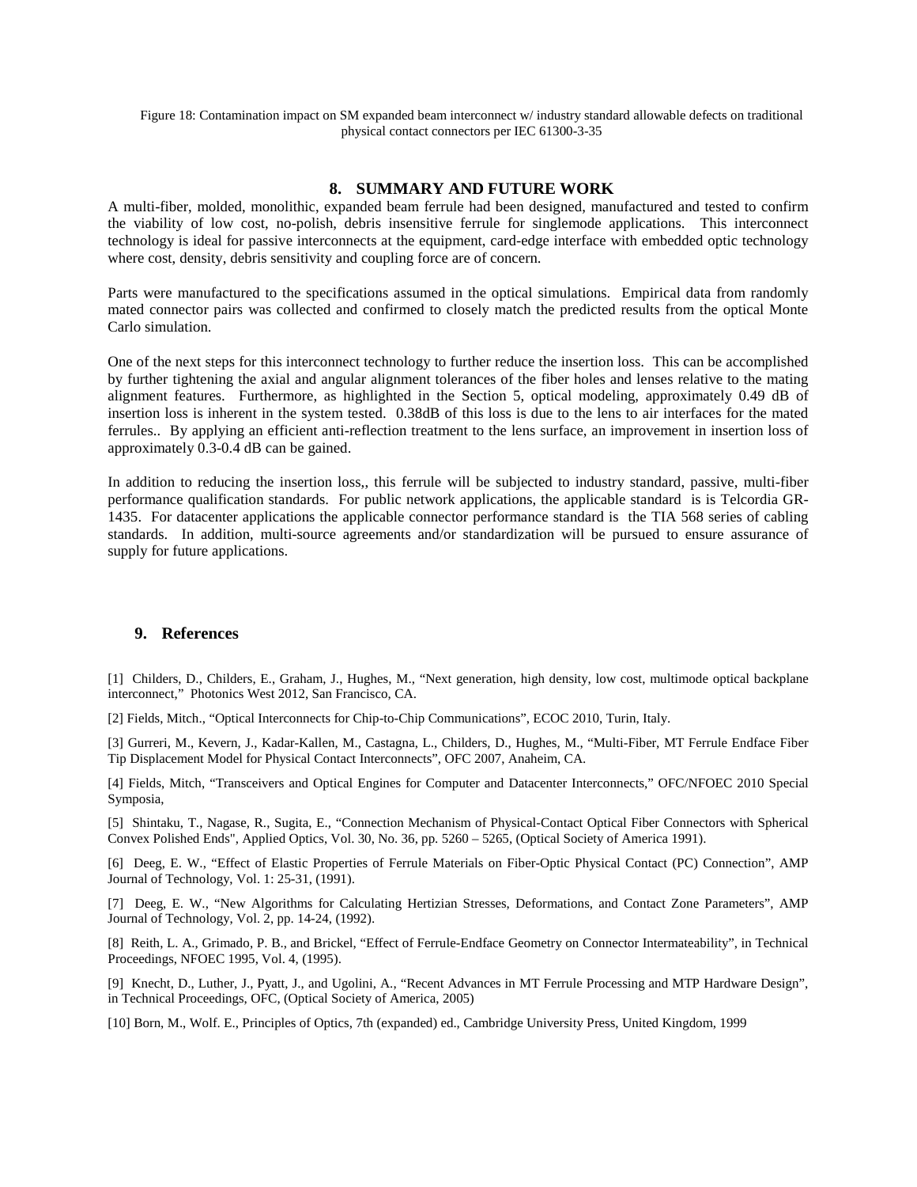Figure 18: Contamination impact on SM expanded beam interconnect w/ industry standard allowable defects on traditional physical contact connectors per IEC 61300-3-35

## 8. SUMMARY AND FUTURE WORK

A multi-fiber, molded, monolithic, expanded beam ferrule had been designed, manufactured and tested to confirm the viability of low cost, no-polish, debris insensitive ferrule for singlemode applications. This interconnect technology is ideal for passive interconnects at the equipment, card-edge interface with embedded optic technology where cost, density, debris sensitivity and coupling force are of concern.

Parts were manufactured to the specifications assumed in the optical simulations. Empirical data from randomly mated connector pairs was collected and confirmed to closely match the predicted results from the optical Monte Carlo simulation.

One of the next steps for this interconnect technology to further reduce the insertion loss. This can be accomplished by further tightening the axial and angular alignment tolerances of the fiber holes and lenses relative to the mating alignment features. Furthermore, as highlighted in the Section 5, optical modeling, approximately 0.49 dB of insertion loss is inherent in the system tested. 0.38dB of this loss is due to the lens to air interfaces for the mated ferrules.. By applying an efficient anti-reflection treatment to the lens surface, an improvement in insertion loss of approximately 0.3-0.4 dB can be gained.

In addition to reducing the insertion loss,, this ferrule will be subjected to industry standard, passive, multi-fiber performance qualification standards. For public network applications, the applicable standard is is Telcordia GR-1435. For datacenter applications the applicable connector performance standard is the TIA 568 series of cabling standards. In addition, multi-source agreements and/or standardization will be pursued to ensure assurance of supply for future applications.

## 9. References

[1] Childers, D., Childers, E., Graham, J., Hughes, M., "Next generation, high density, low cost, multimode optical backplane interconnect," Photonics West 2012, San Francisco, CA.

[2] Fields, Mitch., "Optical Interconnects for Chip-to-Chip Communications", ECOC 2010, Turin, Italy.

[3] Gurreri, M., Kevern, J., Kadar-Kallen, M., Castagna, L., Childers, D., Hughes, M., "Multi-Fiber, MT Ferrule Endface Fiber Tip Displacement Model for Physical Contact Interconnects", OFC 2007, Anaheim, CA.

[4] Fields, Mitch, "Transceivers and Optical Engines for Computer and Datacenter Interconnects," OFC/NFOEC 2010 Special Symposia,

[5] Shintaku, T., Nagase, R., Sugita, E., "Connection Mechanism of Physical-Contact Optical Fiber Connectors with Spherical Convex Polished Ends", Applied Optics, Vol. 30, No. 36, pp. 5260 – 5265, (Optical Society of America 1991).

[6] Deeg, E. W., "Effect of Elastic Properties of Ferrule Materials on Fiber-Optic Physical Contact (PC) Connection", AMP Journal of Technology, Vol. 1: 25-31, (1991).

[7] Deeg, E. W., "New Algorithms for Calculating Hertizian Stresses, Deformations, and Contact Zone Parameters", AMP Journal of Technology, Vol. 2, pp. 14-24, (1992).

[8] Reith, L. A., Grimado, P. B., and Brickel, "Effect of Ferrule-Endface Geometry on Connector Intermateability", in Technical Proceedings, NFOEC 1995, Vol. 4, (1995).

[9] Knecht, D., Luther, J., Pyatt, J., and Ugolini, A., "Recent Advances in MT Ferrule Processing and MTP Hardware Design", in Technical Proceedings, OFC, (Optical Society of America, 2005)

[10] Born, M., Wolf. E., Principles of Optics, 7th (expanded) ed., Cambridge University Press, United Kingdom, 1999